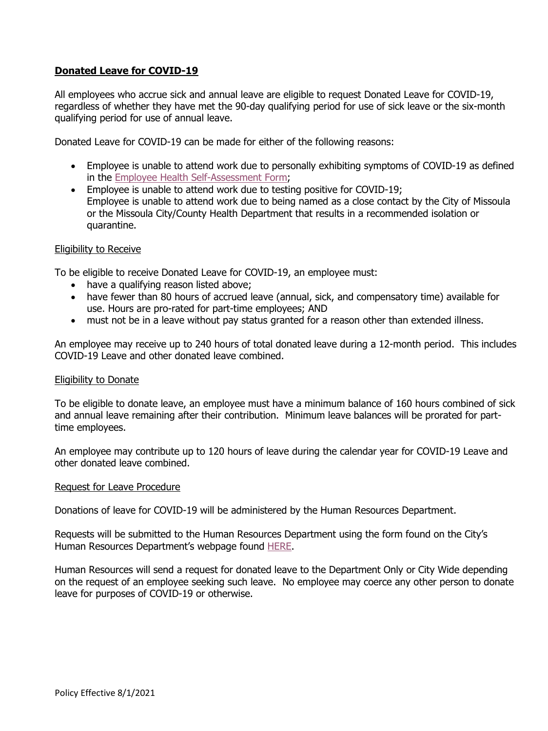**Donated Leave for COVID-19**

All employees who accrue sick and annual leave are eligible to request Donated Leave for COVID-19, regardless of whether they have met the 90-day qualifying period for use of sick leave or the six-month qualifying period for use of annual leave.

Donated Leave for COVID-19 can be made for either of the following reasons:

- Employee is unable to attend work due to personally exhibiting symptoms of COVID-19 as defined in the Employee Health Self-Assessment Form;
- Employee is unable to attend work due to testing positive for COVID-19;
  Employee is unable to attend work due to being named as a close contact by the City of Missoula or the Missoula City/County Health Department that results in a recommended isolation or quarantine.

Eligibility to Receive

To be eligible to receive Donated Leave for COVID-19, an employee must:

- have a qualifying reason listed above;
- have fewer than 80 hours of accrued leave (annual, sick, and compensatory time) available for use. Hours are pro-rated for part-time employees; AND
- must not be in a leave without pay status granted for a reason other than extended illness.

An employee may receive up to 240 hours of total donated leave during a 12-month period. This includes COVID-19 Leave and other donated leave combined.

Eligibility to Donate

To be eligible to donate leave, an employee must have a minimum balance of 160 hours combined of sick and annual leave remaining after their contribution. Minimum leave balances will be prorated for part-time employees.

An employee may contribute up to 120 hours of leave during the calendar year for COVID-19 Leave and other donated leave combined.

Request for Leave Procedure

Donations of leave for COVID-19 will be administered by the Human Resources Department.

Requests will be submitted to the Human Resources Department using the form found on the City's Human Resources Department's webpage found HERE.

Human Resources will send a request for donated leave to the Department Only or City Wide depending on the request of an employee seeking such leave. No employee may coerce any other person to donate leave for purposes of COVID-19 or otherwise.

Policy Effective 8/1/2021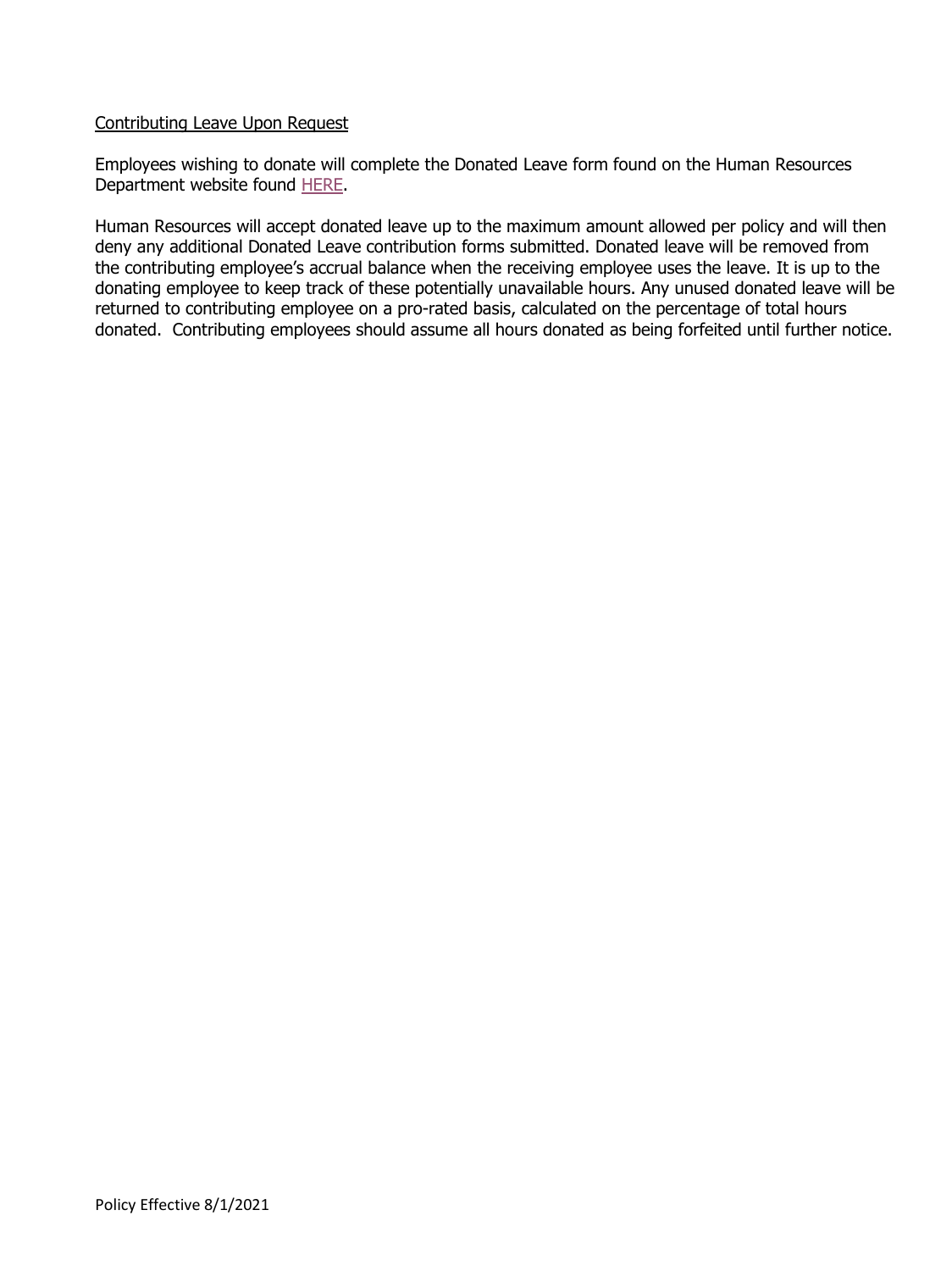Contributing Leave Upon Request

Employees wishing to donate will complete the Donated Leave form found on the Human Resources Department website found HERE.

Human Resources will accept donated leave up to the maximum amount allowed per policy and will then deny any additional Donated Leave contribution forms submitted. Donated leave will be removed from the contributing employee's accrual balance when the receiving employee uses the leave. It is up to the donating employee to keep track of these potentially unavailable hours. Any unused donated leave will be returned to contributing employee on a pro-rated basis, calculated on the percentage of total hours donated. Contributing employees should assume all hours donated as being forfeited until further notice.

Policy Effective 8/1/2021